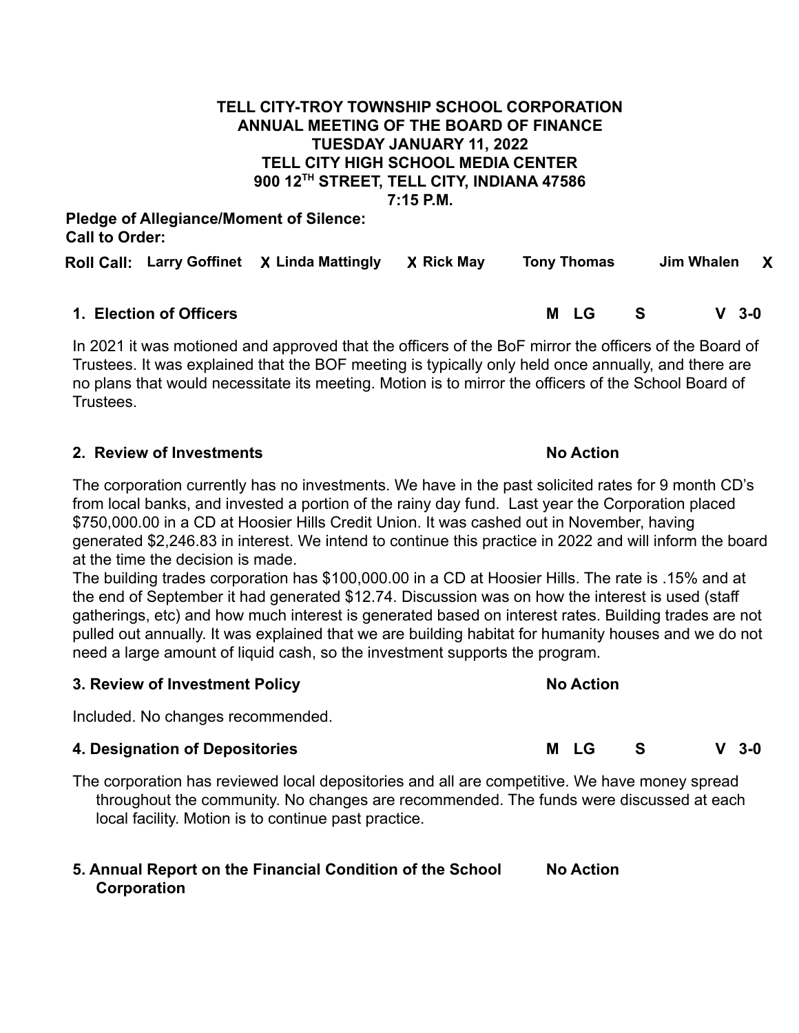**TELL CITY-TROY TOWNSHIP SCHOOL CORPORATION**
**ANNUAL MEETING OF THE BOARD OF FINANCE**
**TUESDAY JANUARY 11, 2022**
**TELL CITY HIGH SCHOOL MEDIA CENTER**
**900 12TH STREET, TELL CITY, INDIANA 47586**
**7:15 P.M.**

**Pledge of Allegiance/Moment of Silence:**

**Call to Order:**

**Roll Call:** **Larry Goffinet** X **Linda Mattingly** X **Rick May** **Tony Thomas** **Jim Whalen** X

**1. Election of Officers** **M LG S V 3-0**

In 2021 it was motioned and approved that the officers of the BoF mirror the officers of the Board of Trustees. It was explained that the BOF meeting is typically only held once annually, and there are no plans that would necessitate its meeting. Motion is to mirror the officers of the School Board of Trustees.

**2. Review of Investments** **No Action**

The corporation currently has no investments. We have in the past solicited rates for 9 month CD's from local banks, and invested a portion of the rainy day fund. Last year the Corporation placed $750,000.00 in a CD at Hoosier Hills Credit Union. It was cashed out in November, having generated $2,246.83 in interest. We intend to continue this practice in 2022 and will inform the board at the time the decision is made.

The building trades corporation has $100,000.00 in a CD at Hoosier Hills. The rate is .15% and at the end of September it had generated $12.74. Discussion was on how the interest is used (staff gatherings, etc) and how much interest is generated based on interest rates. Building trades are not pulled out annually. It was explained that we are building habitat for humanity houses and we do not need a large amount of liquid cash, so the investment supports the program.

**3. Review of Investment Policy** **No Action**

Included. No changes recommended.

**4. Designation of Depositories** **M LG S V 3-0**

The corporation has reviewed local depositories and all are competitive. We have money spread throughout the community. No changes are recommended. The funds were discussed at each local facility. Motion is to continue past practice.

**5. Annual Report on the Financial Condition of the School Corporation** **No Action**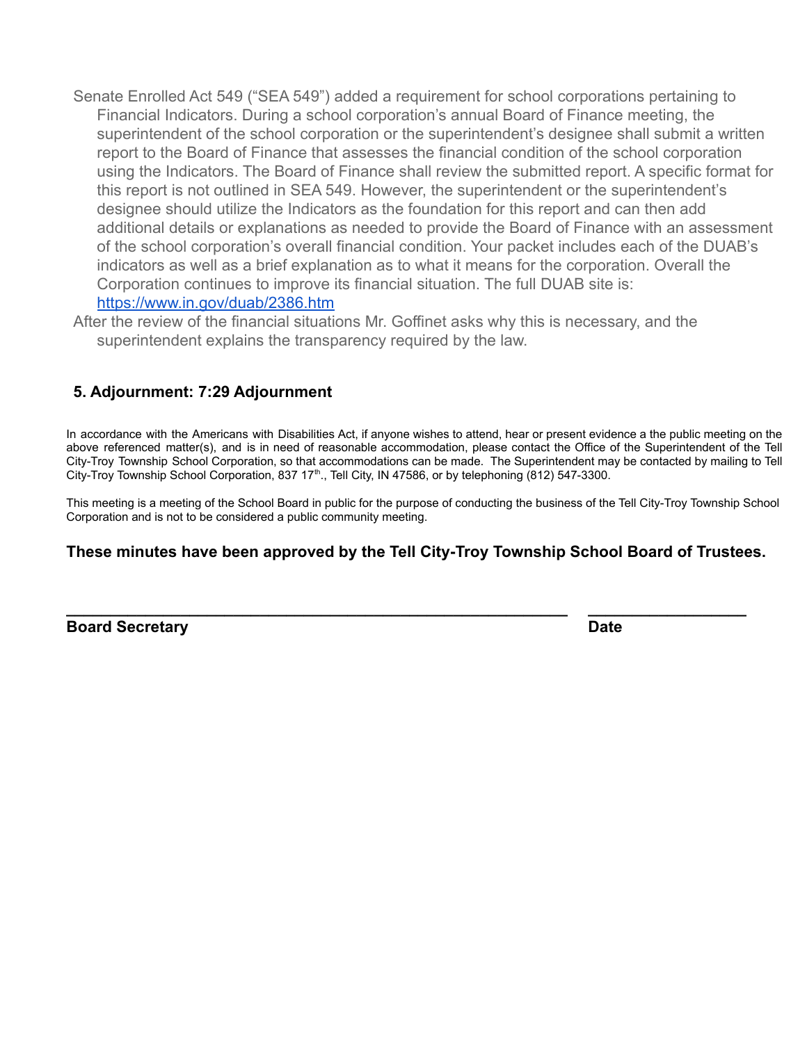Senate Enrolled Act 549 ("SEA 549") added a requirement for school corporations pertaining to Financial Indicators. During a school corporation's annual Board of Finance meeting, the superintendent of the school corporation or the superintendent's designee shall submit a written report to the Board of Finance that assesses the financial condition of the school corporation using the Indicators. The Board of Finance shall review the submitted report. A specific format for this report is not outlined in SEA 549. However, the superintendent or the superintendent's designee should utilize the Indicators as the foundation for this report and can then add additional details or explanations as needed to provide the Board of Finance with an assessment of the school corporation's overall financial condition. Your packet includes each of the DUAB's indicators as well as a brief explanation as to what it means for the corporation. Overall the Corporation continues to improve its financial situation. The full DUAB site is: [https://www.in.gov/duab/2386.htm](https://www.in.gov/duab/2386.htm)

After the review of the financial situations Mr. Goffinet asks why this is necessary, and the superintendent explains the transparency required by the law.

### 5. Adjournment: 7:29 Adjournment

In accordance with the Americans with Disabilities Act, if anyone wishes to attend, hear or present evidence a the public meeting on the above referenced matter(s), and is in need of reasonable accommodation, please contact the Office of the Superintendent of the Tell City-Troy Township School Corporation, so that accommodations can be made. The Superintendent may be contacted by mailing to Tell City-Troy Township School Corporation, 837 17th., Tell City, IN 47586, or by telephoning (812) 547-3300.

This meeting is a meeting of the School Board in public for the purpose of conducting the business of the Tell City-Troy Township School Corporation and is not to be considered a public community meeting.

**These minutes have been approved by the Tell City-Troy Township School Board of Trustees.**

\_\_\_\_\_\_\_\_\_\_\_\_\_\_\_\_\_\_\_\_\_\_\_\_\_\_\_\_\_\_\_\_\_\_\_\_\_\_\_\_\_\_\_\_ \_\_\_\_\_\_\_\_\_\_\_\_\_\_\_\_\_\_

**Board Secretary** **Date**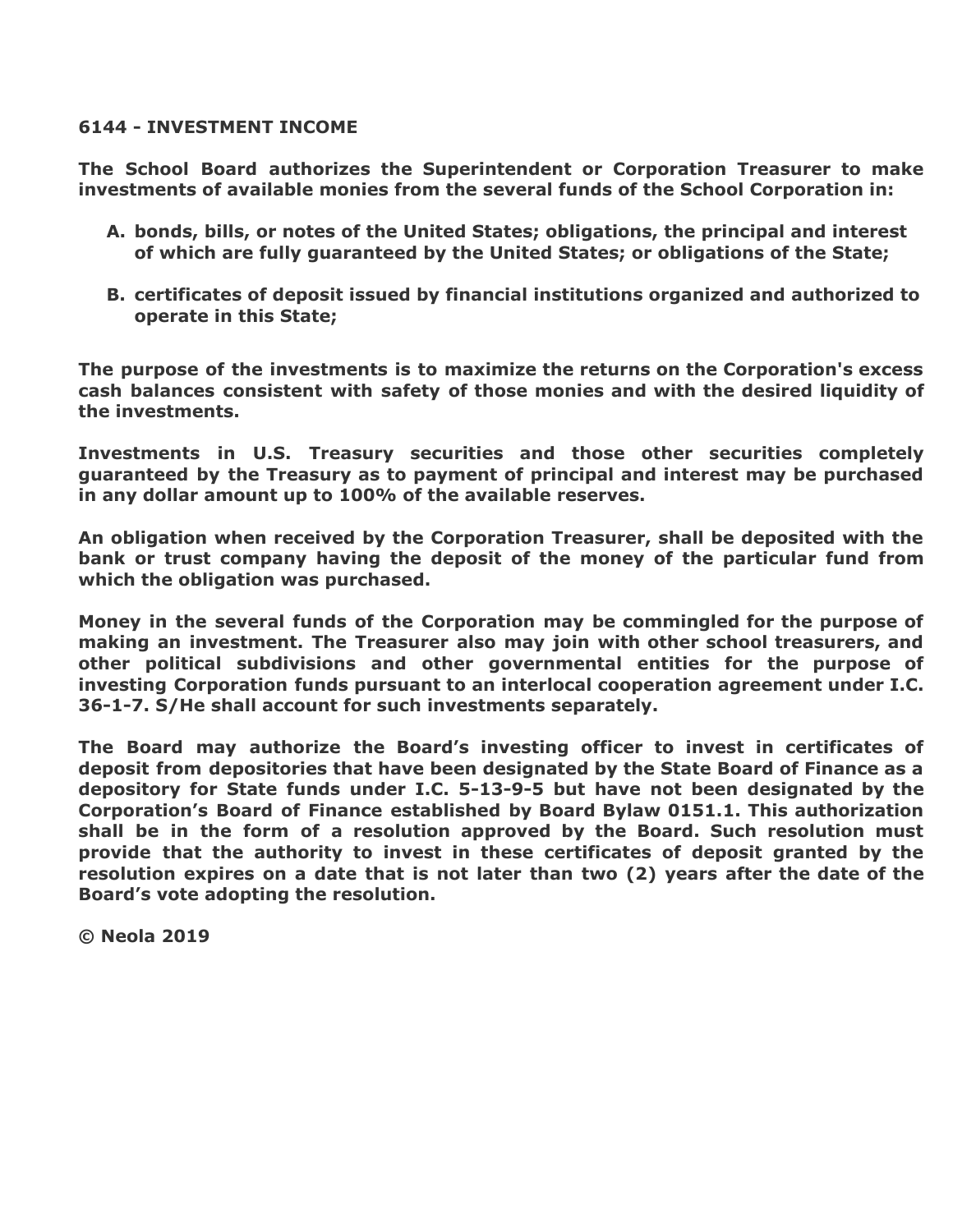## 6144 - INVESTMENT INCOME

**The School Board authorizes the Superintendent or Corporation Treasurer to make investments of available monies from the several funds of the School Corporation in:**

A. **bonds, bills, or notes of the United States; obligations, the principal and interest of which are fully guaranteed by the United States; or obligations of the State;**

B. **certificates of deposit issued by financial institutions organized and authorized to operate in this State;**

**The purpose of the investments is to maximize the returns on the Corporation's excess cash balances consistent with safety of those monies and with the desired liquidity of the investments.**

**Investments in U.S. Treasury securities and those other securities completely guaranteed by the Treasury as to payment of principal and interest may be purchased in any dollar amount up to 100% of the available reserves.**

**An obligation when received by the Corporation Treasurer, shall be deposited with the bank or trust company having the deposit of the money of the particular fund from which the obligation was purchased.**

**Money in the several funds of the Corporation may be commingled for the purpose of making an investment. The Treasurer also may join with other school treasurers, and other political subdivisions and other governmental entities for the purpose of investing Corporation funds pursuant to an interlocal cooperation agreement under I.C. 36-1-7. S/He shall account for such investments separately.**

**The Board may authorize the Board's investing officer to invest in certificates of deposit from depositories that have been designated by the State Board of Finance as a depository for State funds under I.C. 5-13-9-5 but have not been designated by the Corporation's Board of Finance established by Board Bylaw 0151.1. This authorization shall be in the form of a resolution approved by the Board. Such resolution must provide that the authority to invest in these certificates of deposit granted by the resolution expires on a date that is not later than two (2) years after the date of the Board's vote adopting the resolution.**

**© Neola 2019**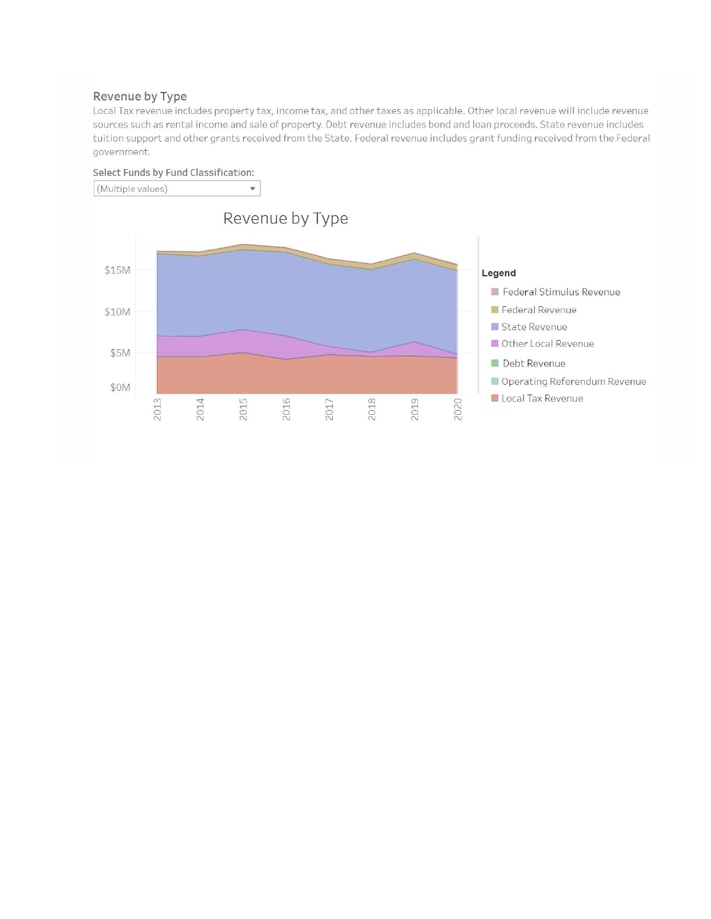## Revenue by Type

Local Tax revenue includes property tax, income tax, and other taxes as applicable. Other local revenue will include revenue sources such as rental income and sale of property. Debt revenue includes bond and loan proceeds. State revenue includes tuition support and other grants received from the State. Federal revenue includes grant funding received from the Federal government.

Select Funds by Fund Classification:

(Multiple values)

Revenue by Type

$15M

$10M

$5M

$0M

2013
2014
2015
2016
2017
2018
2019
2020

**Legend**

Federal Stimulus Revenue
Federal Revenue
State Revenue
Other Local Revenue
Debt Revenue
Operating Referendum Revenue
Local Tax Revenue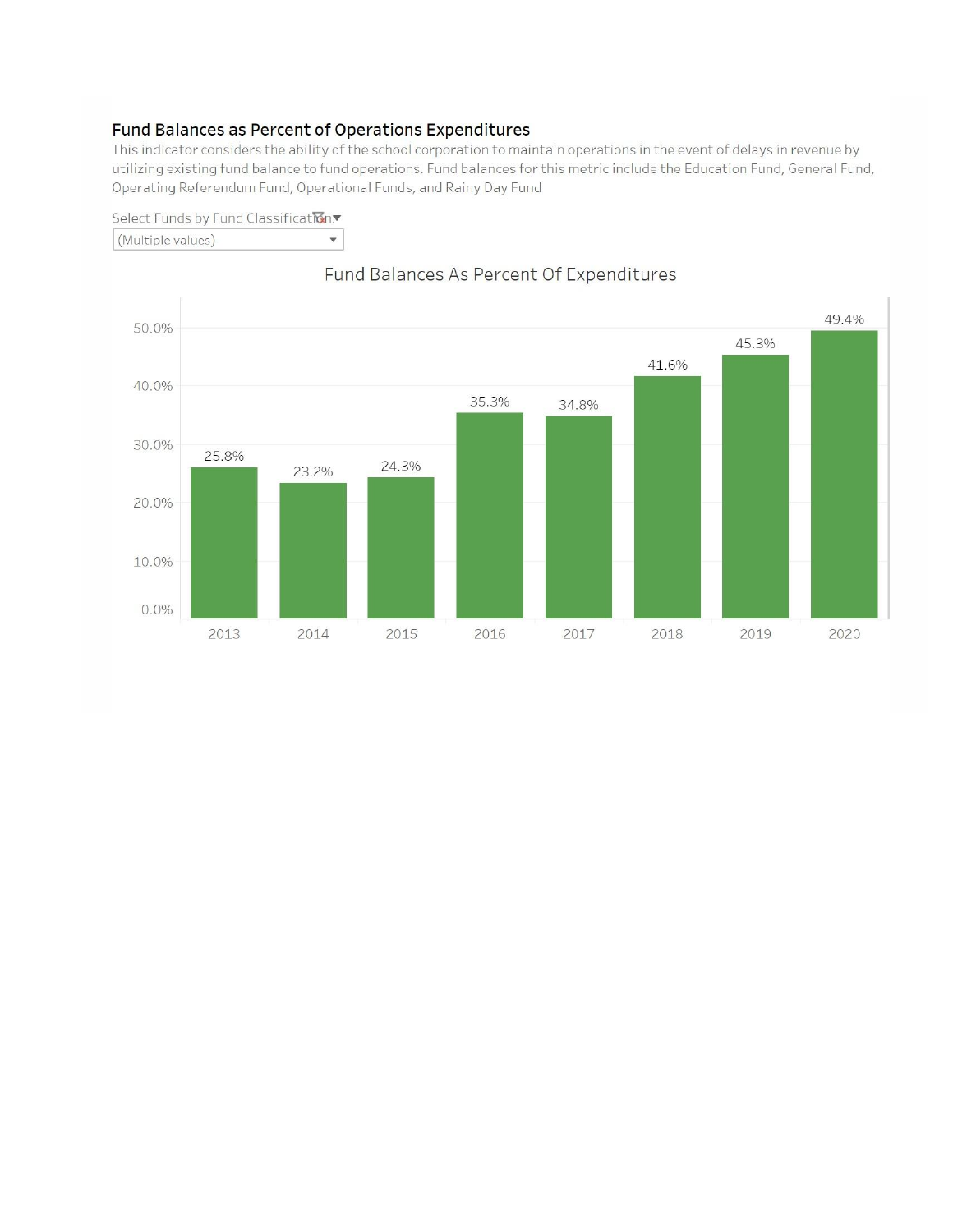## Fund Balances as Percent of Operations Expenditures

This indicator considers the ability of the school corporation to maintain operations in the event of delays in revenue by utilizing existing fund balance to fund operations. Fund balances for this metric include the Education Fund, General Fund, Operating Referendum Fund, Operational Funds, and Rainy Day Fund

Select Funds by Fund Classification

(Multiple values)

Fund Balances As Percent Of Expenditures

50.0%
40.0%
30.0%
20.0%
10.0%
0.0%

25.8%
23.2%
24.3%
35.3%
34.8%
41.6%
45.3%
49.4%

2013
2014
2015
2016
2017
2018
2019
2020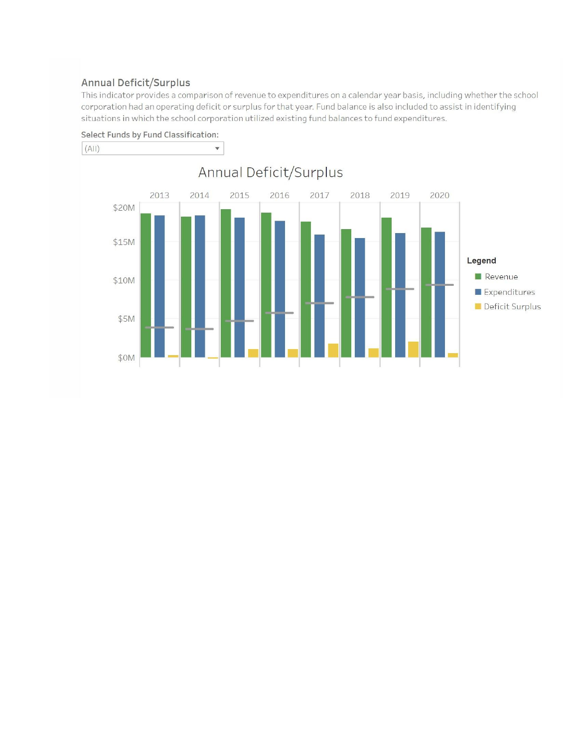## Annual Deficit/Surplus

This indicator provides a comparison of revenue to expenditures on a calendar year basis, including whether the school corporation had an operating deficit or surplus for that year. Fund balance is also included to assist in identifying situations in which the school corporation utilized existing fund balances to fund expenditures.

Select Funds by Fund Classification:

(All)

Annual Deficit/Surplus

2013 2014 2015 2016 2017 2018 2019 2020

$20M

$15M

$10M

$5M

$0M

**Legend**

- Revenue
- Expenditures
- Deficit Surplus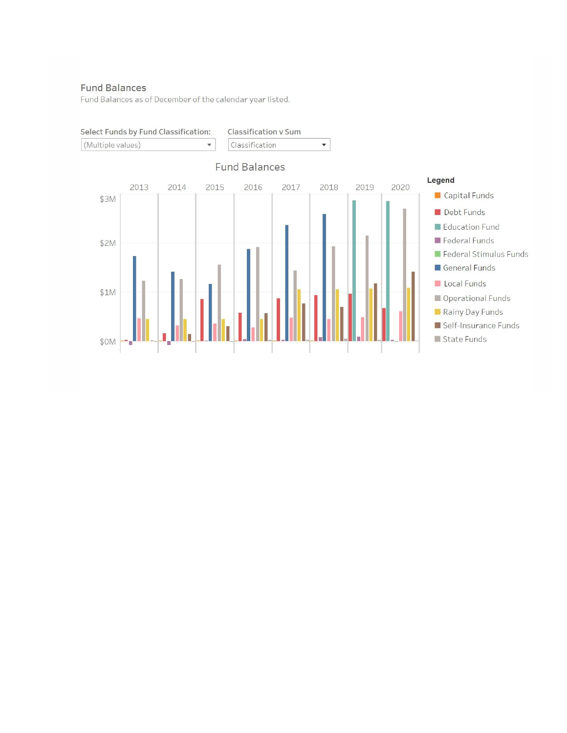## Fund Balances

Fund Balances as of December of the calendar year listed.

Select Funds by Fund Classification:
(Multiple values)

Classification v Sum
Classification

Fund Balances

2013
2014
2015
2016
2017
2018
2019
2020

$3M
$2M
$1M
$0M

**Legend**

- Capital Funds
- Debt Funds
- Education Fund
- Federal Funds
- Federal Stimulus Funds
- General Funds
- Local Funds
- Operational Funds
- Rainy Day Funds
- Self-Insurance Funds
- State Funds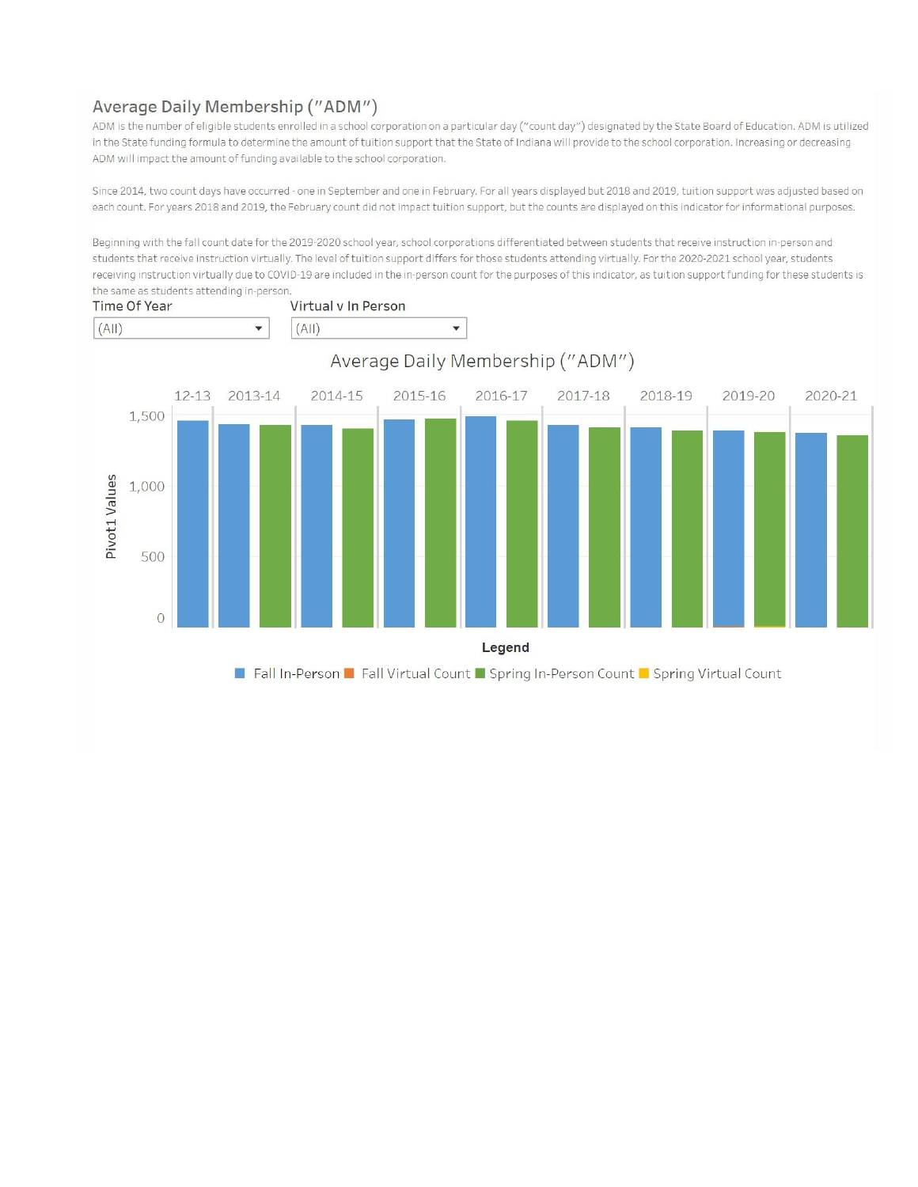## Average Daily Membership ("ADM")

ADM is the number of eligible students enrolled in a school corporation on a particular day ("count day") designated by the State Board of Education. ADM is utilized in the State funding formula to determine the amount of tuition support that the State of Indiana will provide to the school corporation. Increasing or decreasing ADM will impact the amount of funding available to the school corporation.

Since 2014, two count days have occurred - one in September and one in February. For all years displayed but 2018 and 2019, tuition support was adjusted based on each count. For years 2018 and 2019, the February count did not impact tuition support, but the counts are displayed on this indicator for informational purposes.

Beginning with the fall count date for the 2019-2020 school year, school corporations differentiated between students that receive instruction in-person and students that receive instruction virtually. The level of tuition support differs for those students attending virtually. For the 2020-2021 school year, students receiving instruction virtually due to COVID-19 are included in the in-person count for the purposes of this indicator, as tuition support funding for these students is the same as students attending in-person.

Time Of Year: (All)

Virtual v In Person: (All)

Average Daily Membership ("ADM")

12-13
2013-14
2014-15
2015-16
2016-17
2017-18
2018-19
2019-20
2020-21

Pivot1 Values

1,500
1,000
500
0

Legend

Fall In-Person
Fall Virtual Count
Spring In-Person Count
Spring Virtual Count